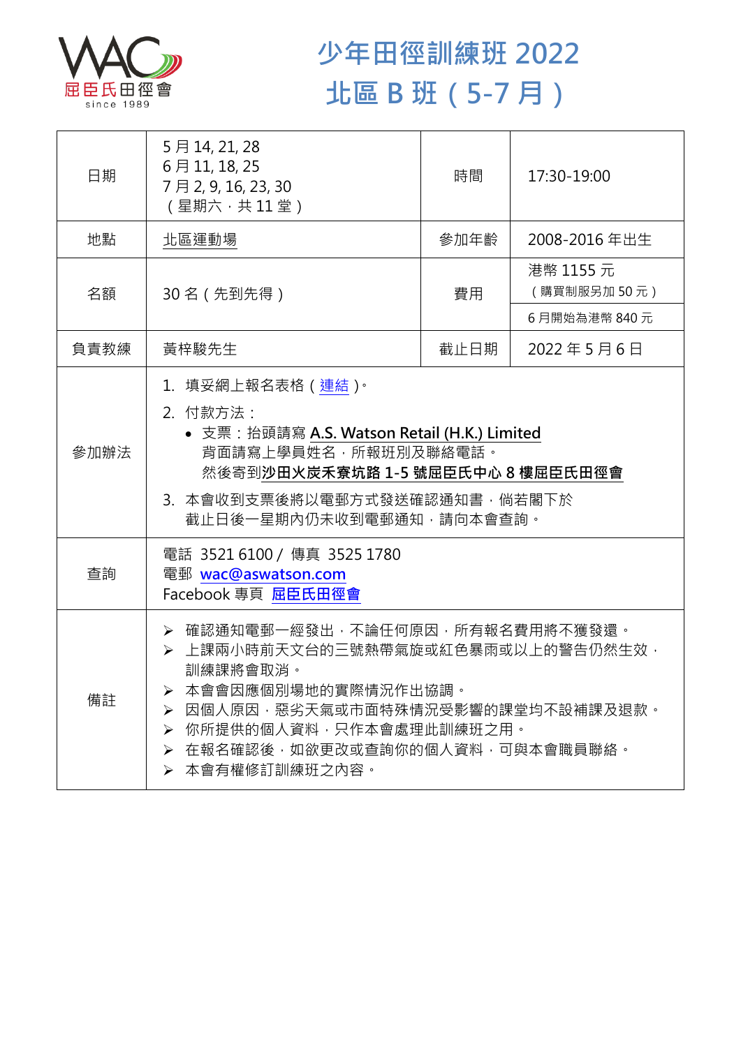屈臣氏田徑會
since 1989

# 少年田徑訓練班 2022
# 北區 B 班（5-7 月）

| 日期 | 5 月 14, 21, 28<br>6 月 11, 18, 25<br>7 月 2, 9, 16, 23, 30<br>（星期六，共 11 堂） | 時間 | 17:30-19:00 |
|---|---|---|---|
| 地點 | 北區運動場 | 參加年齡 | 2008-2016 年出生 |
| 名額 | 30 名（先到先得） | 費用 | 港幣 1155 元<br>（購買制服另加 50 元）<br>6 月開始為港幣 840 元 |
| 負責教練 | 黃梓駿先生 | 截止日期 | 2022 年 5 月 6 日 |
| 參加辦法 | 1. 填妥網上報名表格（連結）。<br>2. 付款方法：<br>• 支票：抬頭請寫 **A.S. Watson Retail (H.K.) Limited**<br>背面請寫上學員姓名，所報班別及聯絡電話。<br>然後寄到**沙田火炭禾寮坑路 1-5 號屈臣氏中心 8 樓屈臣氏田徑會**<br>3. 本會收到支票後將以電郵方式發送確認通知書，倘若閣下於截止日後一星期內仍未收到電郵通知，請向本會查詢。 | | |
| 查詢 | 電話 3521 6100 / 傳真 3525 1780<br>電郵 wac@aswatson.com<br>Facebook 專頁 屈臣氏田徑會 | | |
| 備註 | ➢ 確認通知電郵一經發出，不論任何原因，所有報名費用將不獲發還。<br>➢ 上課兩小時前天文台的三號熱帶氣旋或紅色暴雨或以上的警告仍然生效，訓練課將會取消。<br>➢ 本會會因應個別場地的實際情況作出協調。<br>➢ 因個人原因，惡劣天氣或市面特殊情況受影響的課堂均不設補課及退款。<br>➢ 你所提供的個人資料，只作本會處理此訓練班之用。<br>➢ 在報名確認後，如欲更改或查詢你的個人資料，可與本會職員聯絡。<br>➢ 本會有權修訂訓練班之內容。 | | |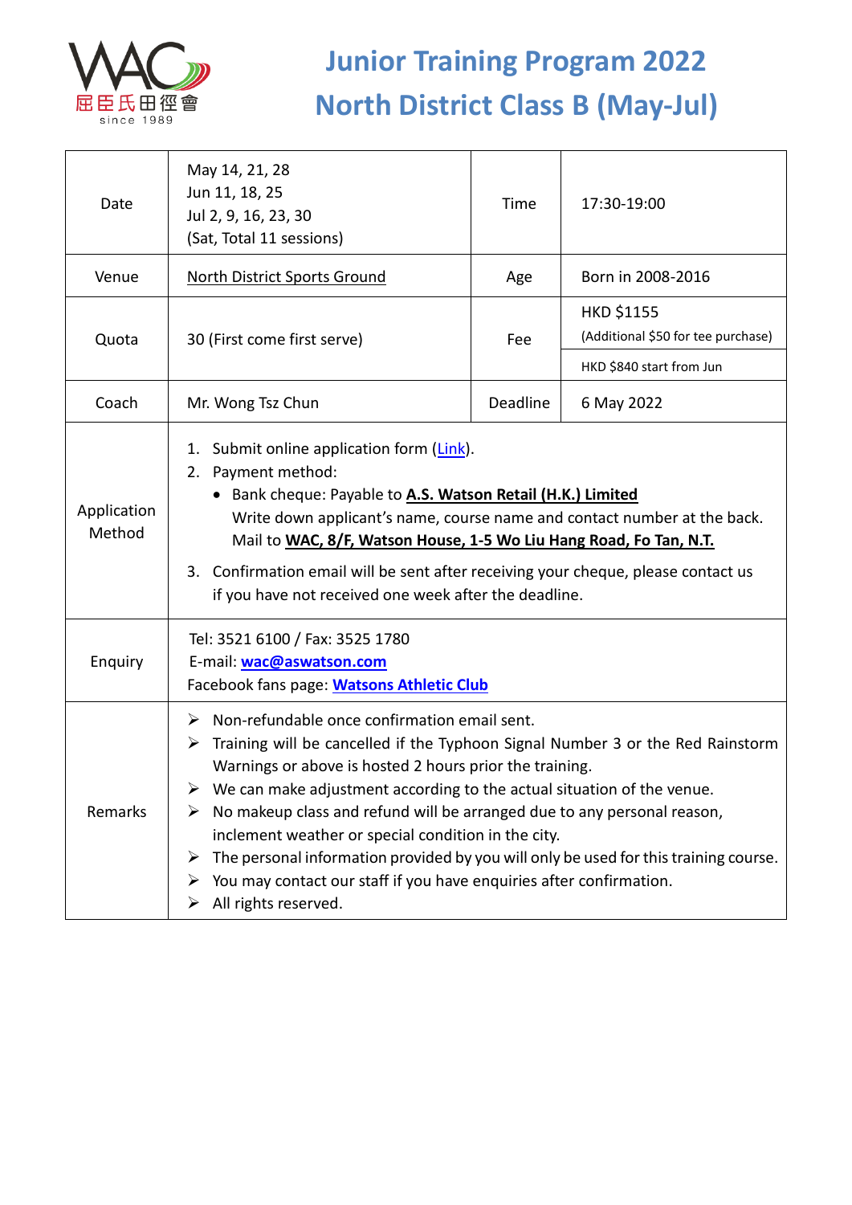WAC
屈臣氏田徑會
since 1989

# Junior Training Program 2022
# North District Class B (May-Jul)

| | | | |
|---|---|---|---|
| Date | May 14, 21, 28<br>Jun 11, 18, 25<br>Jul 2, 9, 16, 23, 30<br>(Sat, Total 11 sessions) | Time | 17:30-19:00 |
| Venue | North District Sports Ground | Age | Born in 2008-2016 |
| Quota | 30 (First come first serve) | Fee | HKD $1155<br>(Additional $50 for tee purchase)<br>HKD $840 start from Jun |
| Coach | Mr. Wong Tsz Chun | Deadline | 6 May 2022 |
| Application Method | 1. Submit online application form (Link).<br>2. Payment method:<br>• Bank cheque: Payable to **A.S. Watson Retail (H.K.) Limited**<br>Write down applicant's name, course name and contact number at the back.<br>Mail to **WAC, 8/F, Watson House, 1-5 Wo Liu Hang Road, Fo Tan, N.T.**<br>3. Confirmation email will be sent after receiving your cheque, please contact us if you have not received one week after the deadline. | | |
| Enquiry | Tel: 3521 6100 / Fax: 3525 1780<br>E-mail: **wac@aswatson.com**<br>Facebook fans page: **Watsons Athletic Club** | | |
| Remarks | ➢ Non-refundable once confirmation email sent.<br>➢ Training will be cancelled if the Typhoon Signal Number 3 or the Red Rainstorm Warnings or above is hosted 2 hours prior the training.<br>➢ We can make adjustment according to the actual situation of the venue.<br>➢ No makeup class and refund will be arranged due to any personal reason, inclement weather or special condition in the city.<br>➢ The personal information provided by you will only be used for this training course.<br>➢ You may contact our staff if you have enquiries after confirmation.<br>➢ All rights reserved. | | |